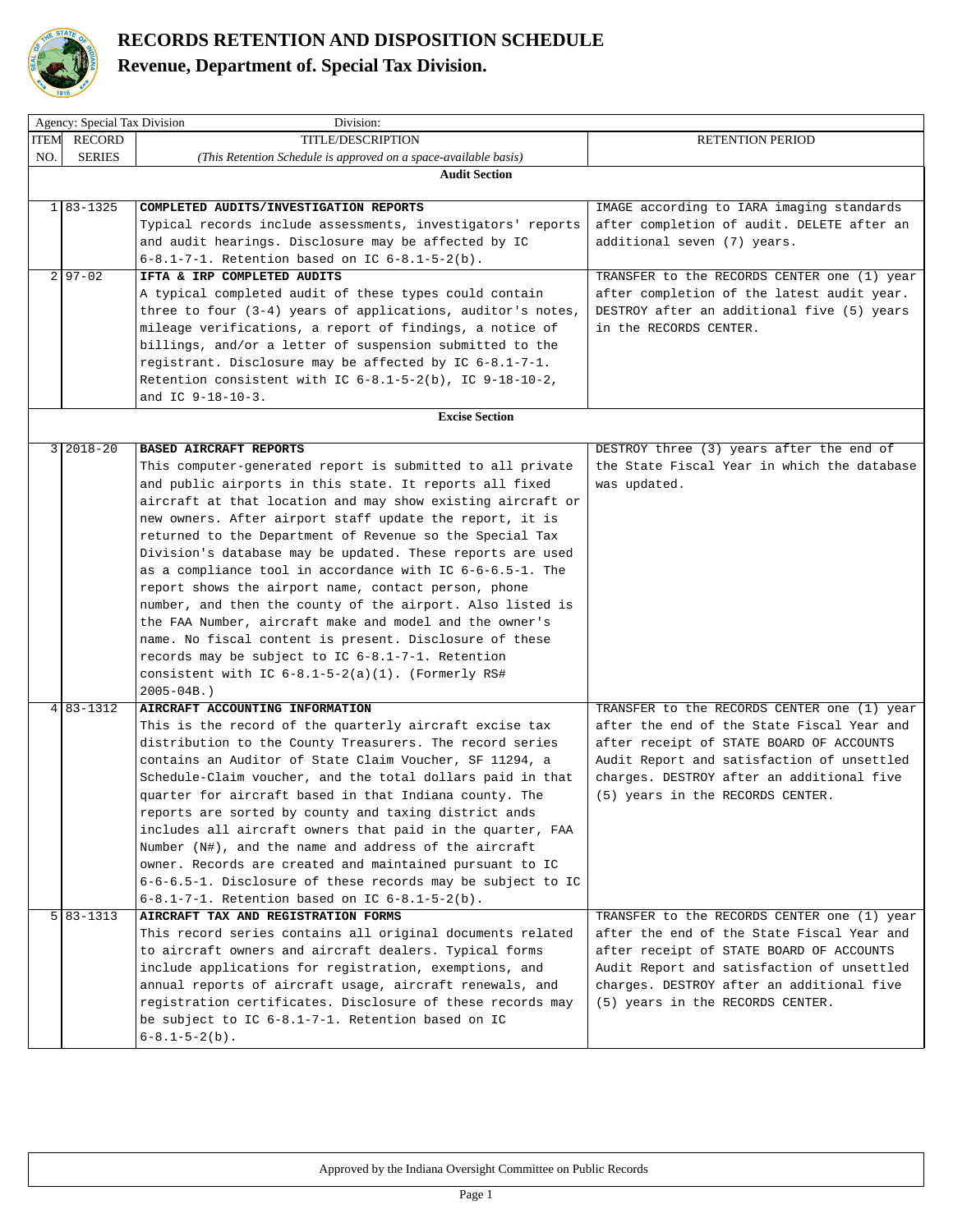# RECORDS RETENTION AND DISPOSITION SCHEDULE

## Revenue, Department of. Special Tax Division.

| Agency: Special Tax Division | Division: | | |
|---|---|---|---|
| ITEM NO. | RECORD SERIES | TITLE/DESCRIPTION *(This Retention Schedule is approved on a space-available basis)* | RETENTION PERIOD |
| | | **Audit Section** | |
| 1 | 83-1325 | **COMPLETED AUDITS/INVESTIGATION REPORTS** Typical records include assessments, investigators' reports and audit hearings. Disclosure may be affected by IC 6-8.1-7-1. Retention based on IC 6-8.1-5-2(b). | IMAGE according to IARA imaging standards after completion of audit. DELETE after an additional seven (7) years. |
| 2 | 97-02 | **IFTA & IRP COMPLETED AUDITS** A typical completed audit of these types could contain three to four (3-4) years of applications, auditor's notes, mileage verifications, a report of findings, a notice of billings, and/or a letter of suspension submitted to the registrant. Disclosure may be affected by IC 6-8.1-7-1. Retention consistent with IC 6-8.1-5-2(b), IC 9-18-10-2, and IC 9-18-10-3. | TRANSFER to the RECORDS CENTER one (1) year after completion of the latest audit year. DESTROY after an additional five (5) years in the RECORDS CENTER. |
| | | **Excise Section** | |
| 3 | 2018-20 | **BASED AIRCRAFT REPORTS** This computer-generated report is submitted to all private and public airports in this state. It reports all fixed aircraft at that location and may show existing aircraft or new owners. After airport staff update the report, it is returned to the Department of Revenue so the Special Tax Division's database may be updated. These reports are used as a compliance tool in accordance with IC 6-6-6.5-1. The report shows the airport name, contact person, phone number, and then the county of the airport. Also listed is the FAA Number, aircraft make and model and the owner's name. No fiscal content is present. Disclosure of these records may be subject to IC 6-8.1-7-1. Retention consistent with IC 6-8.1-5-2(a)(1). (Formerly RS# 2005-04B.) | DESTROY three (3) years after the end of the State Fiscal Year in which the database was updated. |
| 4 | 83-1312 | **AIRCRAFT ACCOUNTING INFORMATION** This is the record of the quarterly aircraft excise tax distribution to the County Treasurers. The record series contains an Auditor of State Claim Voucher, SF 11294, a Schedule-Claim voucher, and the total dollars paid in that quarter for aircraft based in that Indiana county. The reports are sorted by county and taxing district and includes all aircraft owners that paid in the quarter, FAA Number (N#), and the name and address of the aircraft owner. Records are created and maintained pursuant to IC 6-6-6.5-1. Disclosure of these records may be subject to IC 6-8.1-7-1. Retention based on IC 6-8.1-5-2(b). | TRANSFER to the RECORDS CENTER one (1) year after the end of the State Fiscal Year and after receipt of STATE BOARD OF ACCOUNTS Audit Report and satisfaction of unsettled charges. DESTROY after an additional five (5) years in the RECORDS CENTER. |
| 5 | 83-1313 | **AIRCRAFT TAX AND REGISTRATION FORMS** This record series contains all original documents related to aircraft owners and aircraft dealers. Typical forms include applications for registration, exemptions, and annual reports of aircraft usage, aircraft renewals, and registration certificates. Disclosure of these records may be subject to IC 6-8.1-7-1. Retention based on IC 6-8.1-5-2(b). | TRANSFER to the RECORDS CENTER one (1) year after the end of the State Fiscal Year and after receipt of STATE BOARD OF ACCOUNTS Audit Report and satisfaction of unsettled charges. DESTROY after an additional five (5) years in the RECORDS CENTER. |

Approved by the Indiana Oversight Committee on Public Records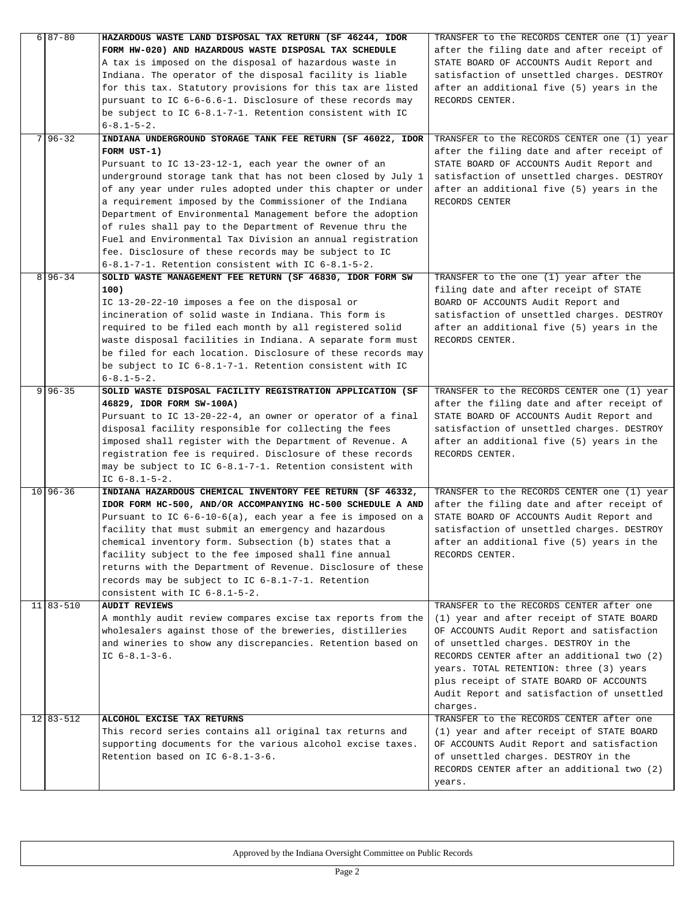| | | | |
|---|---|---|---|
| 6 | 87-80 | **HAZARDOUS WASTE LAND DISPOSAL TAX RETURN (SF 46244, IDOR FORM HW-020) AND HAZARDOUS WASTE DISPOSAL TAX SCHEDULE**<br>A tax is imposed on the disposal of hazardous waste in Indiana. The operator of the disposal facility is liable for this tax. Statutory provisions for this tax are listed pursuant to IC 6-6-6.6-1. Disclosure of these records may be subject to IC 6-8.1-7-1. Retention consistent with IC 6-8.1-5-2. | TRANSFER to the RECORDS CENTER one (1) year after the filing date and after receipt of STATE BOARD OF ACCOUNTS Audit Report and satisfaction of unsettled charges. DESTROY after an additional five (5) years in the RECORDS CENTER. |
| 7 | 96-32 | **INDIANA UNDERGROUND STORAGE TANK FEE RETURN (SF 46022, IDOR FORM UST-1)**<br>Pursuant to IC 13-23-12-1, each year the owner of an underground storage tank that has not been closed by July 1 of any year under rules adopted under this chapter or under a requirement imposed by the Commissioner of the Indiana Department of Environmental Management before the adoption of rules shall pay to the Department of Revenue thru the Fuel and Environmental Tax Division an annual registration fee. Disclosure of these records may be subject to IC 6-8.1-7-1. Retention consistent with IC 6-8.1-5-2. | TRANSFER to the RECORDS CENTER one (1) year after the filing date and after receipt of STATE BOARD OF ACCOUNTS Audit Report and satisfaction of unsettled charges. DESTROY after an additional five (5) years in the RECORDS CENTER |
| 8 | 96-34 | **SOLID WASTE MANAGEMENT FEE RETURN (SF 46830, IDOR FORM SW 100)**<br>IC 13-20-22-10 imposes a fee on the disposal or incineration of solid waste in Indiana. This form is required to be filed each month by all registered solid waste disposal facilities in Indiana. A separate form must be filed for each location. Disclosure of these records may be subject to IC 6-8.1-7-1. Retention consistent with IC 6-8.1-5-2. | TRANSFER to the one (1) year after the filing date and after receipt of STATE BOARD OF ACCOUNTS Audit Report and satisfaction of unsettled charges. DESTROY after an additional five (5) years in the RECORDS CENTER. |
| 9 | 96-35 | **SOLID WASTE DISPOSAL FACILITY REGISTRATION APPLICATION (SF 46829, IDOR FORM SW-100A)**<br>Pursuant to IC 13-20-22-4, an owner or operator of a final disposal facility responsible for collecting the fees imposed shall register with the Department of Revenue. A registration fee is required. Disclosure of these records may be subject to IC 6-8.1-7-1. Retention consistent with IC 6-8.1-5-2. | TRANSFER to the RECORDS CENTER one (1) year after the filing date and after receipt of STATE BOARD OF ACCOUNTS Audit Report and satisfaction of unsettled charges. DESTROY after an additional five (5) years in the RECORDS CENTER. |
| 10 | 96-36 | **INDIANA HAZARDOUS CHEMICAL INVENTORY FEE RETURN (SF 46332, IDOR FORM HC-500, AND/OR ACCOMPANYING HC-500 SCHEDULE A AND**<br>Pursuant to IC 6-6-10-6(a), each year a fee is imposed on a facility that must submit an emergency and hazardous chemical inventory form. Subsection (b) states that a facility subject to the fee imposed shall fine annual returns with the Department of Revenue. Disclosure of these records may be subject to IC 6-8.1-7-1. Retention consistent with IC 6-8.1-5-2. | TRANSFER to the RECORDS CENTER one (1) year after the filing date and after receipt of STATE BOARD OF ACCOUNTS Audit Report and satisfaction of unsettled charges. DESTROY after an additional five (5) years in the RECORDS CENTER. |
| 11 | 83-510 | **AUDIT REVIEWS**<br>A monthly audit review compares excise tax reports from the wholesalers against those of the breweries, distilleries and wineries to show any discrepancies. Retention based on IC 6-8.1-3-6. | TRANSFER to the RECORDS CENTER after one (1) year and after receipt of STATE BOARD OF ACCOUNTS Audit Report and satisfaction of unsettled charges. DESTROY in the RECORDS CENTER after an additional two (2) years. TOTAL RETENTION: three (3) years plus receipt of STATE BOARD OF ACCOUNTS Audit Report and satisfaction of unsettled charges. |
| 12 | 83-512 | **ALCOHOL EXCISE TAX RETURNS**<br>This record series contains all original tax returns and supporting documents for the various alcohol excise taxes. Retention based on IC 6-8.1-3-6. | TRANSFER to the RECORDS CENTER after one (1) year and after receipt of STATE BOARD OF ACCOUNTS Audit Report and satisfaction of unsettled charges. DESTROY in the RECORDS CENTER after an additional two (2) years. |

Approved by the Indiana Oversight Committee on Public Records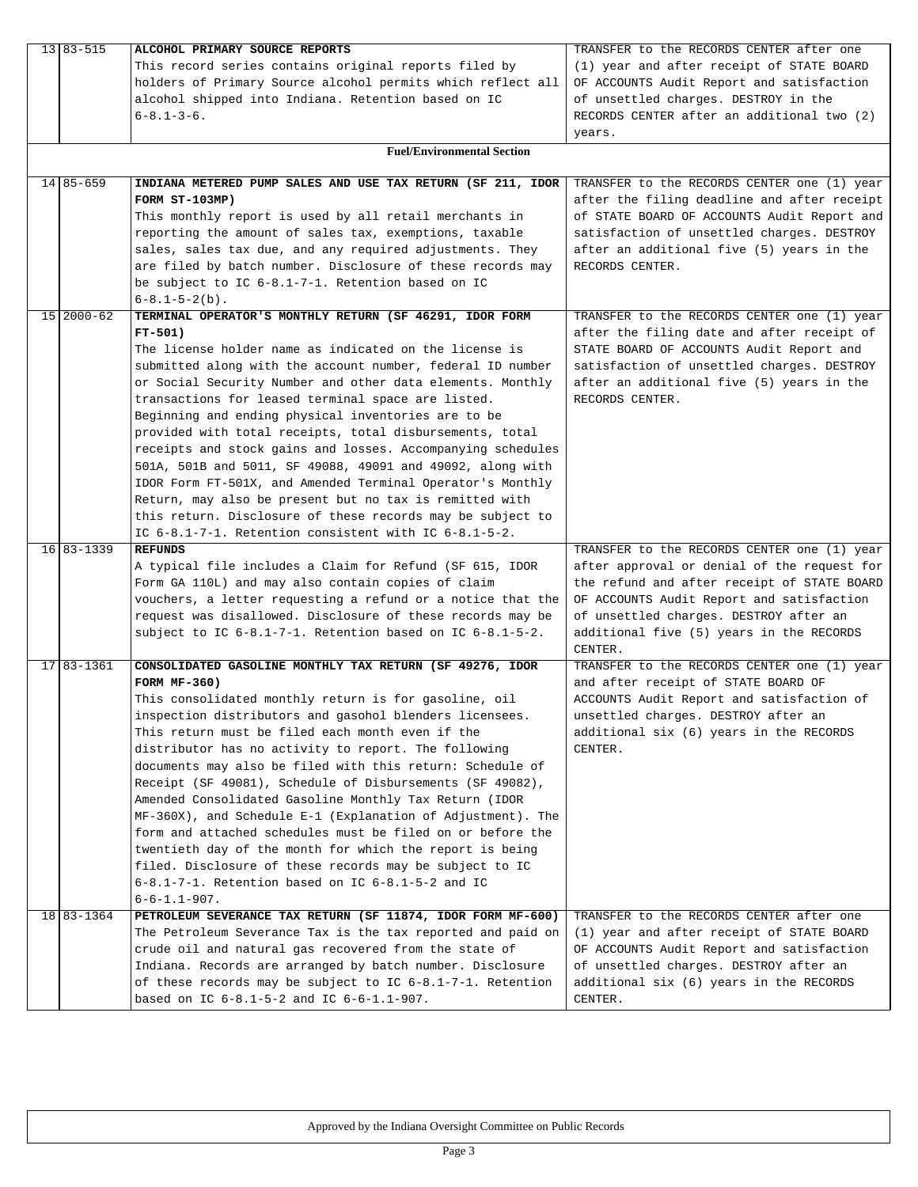| | | | |
|---|---|---|---|
| 13 | 83-515 | **ALCOHOL PRIMARY SOURCE REPORTS**<br>This record series contains original reports filed by holders of Primary Source alcohol permits which reflect all alcohol shipped into Indiana. Retention based on IC 6-8.1-3-6. | TRANSFER to the RECORDS CENTER after one (1) year and after receipt of STATE BOARD OF ACCOUNTS Audit Report and satisfaction of unsettled charges. DESTROY in the RECORDS CENTER after an additional two (2) years. |
| | | **Fuel/Environmental Section** | |
| 14 | 85-659 | **INDIANA METERED PUMP SALES AND USE TAX RETURN (SF 211, IDOR FORM ST-103MP)**<br>This monthly report is used by all retail merchants in reporting the amount of sales tax, exemptions, taxable sales, sales tax due, and any required adjustments. They are filed by batch number. Disclosure of these records may be subject to IC 6-8.1-7-1. Retention based on IC 6-8.1-5-2(b). | TRANSFER to the RECORDS CENTER one (1) year after the filing deadline and after receipt of STATE BOARD OF ACCOUNTS Audit Report and satisfaction of unsettled charges. DESTROY after an additional five (5) years in the RECORDS CENTER. |
| 15 | 2000-62 | **TERMINAL OPERATOR'S MONTHLY RETURN (SF 46291, IDOR FORM FT-501)**<br>The license holder name as indicated on the license is submitted along with the account number, federal ID number or Social Security Number and other data elements. Monthly transactions for leased terminal space are listed. Beginning and ending physical inventories are to be provided with total receipts, total disbursements, total receipts and stock gains and losses. Accompanying schedules 501A, 501B and 5011, SF 49088, 49091 and 49092, along with IDOR Form FT-501X, and Amended Terminal Operator's Monthly Return, may also be present but no tax is remitted with this return. Disclosure of these records may be subject to IC 6-8.1-7-1. Retention consistent with IC 6-8.1-5-2. | TRANSFER to the RECORDS CENTER one (1) year after the filing date and after receipt of STATE BOARD OF ACCOUNTS Audit Report and satisfaction of unsettled charges. DESTROY after an additional five (5) years in the RECORDS CENTER. |
| 16 | 83-1339 | **REFUNDS**<br>A typical file includes a Claim for Refund (SF 615, IDOR Form GA 110L) and may also contain copies of claim vouchers, a letter requesting a refund or a notice that the request was disallowed. Disclosure of these records may be subject to IC 6-8.1-7-1. Retention based on IC 6-8.1-5-2. | TRANSFER to the RECORDS CENTER one (1) year after approval or denial of the request for the refund and after receipt of STATE BOARD OF ACCOUNTS Audit Report and satisfaction of unsettled charges. DESTROY after an additional five (5) years in the RECORDS CENTER. |
| 17 | 83-1361 | **CONSOLIDATED GASOLINE MONTHLY TAX RETURN (SF 49276, IDOR FORM MF-360)**<br>This consolidated monthly return is for gasoline, oil inspection distributors and gasohol blenders licensees. This return must be filed each month even if the distributor has no activity to report. The following documents may also be filed with this return: Schedule of Receipt (SF 49081), Schedule of Disbursements (SF 49082), Amended Consolidated Gasoline Monthly Tax Return (IDOR MF-360X), and Schedule E-1 (Explanation of Adjustment). The form and attached schedules must be filed on or before the twentieth day of the month for which the report is being filed. Disclosure of these records may be subject to IC 6-8.1-7-1. Retention based on IC 6-8.1-5-2 and IC 6-6-1.1-907. | TRANSFER to the RECORDS CENTER one (1) year and after receipt of STATE BOARD OF ACCOUNTS Audit Report and satisfaction of unsettled charges. DESTROY after an additional six (6) years in the RECORDS CENTER. |
| 18 | 83-1364 | **PETROLEUM SEVERANCE TAX RETURN (SF 11874, IDOR FORM MF-600)**<br>The Petroleum Severance Tax is the tax reported and paid on crude oil and natural gas recovered from the state of Indiana. Records are arranged by batch number. Disclosure of these records may be subject to IC 6-8.1-7-1. Retention based on IC 6-8.1-5-2 and IC 6-6-1.1-907. | TRANSFER to the RECORDS CENTER after one (1) year and after receipt of STATE BOARD OF ACCOUNTS Audit Report and satisfaction of unsettled charges. DESTROY after an additional six (6) years in the RECORDS CENTER. |

Approved by the Indiana Oversight Committee on Public Records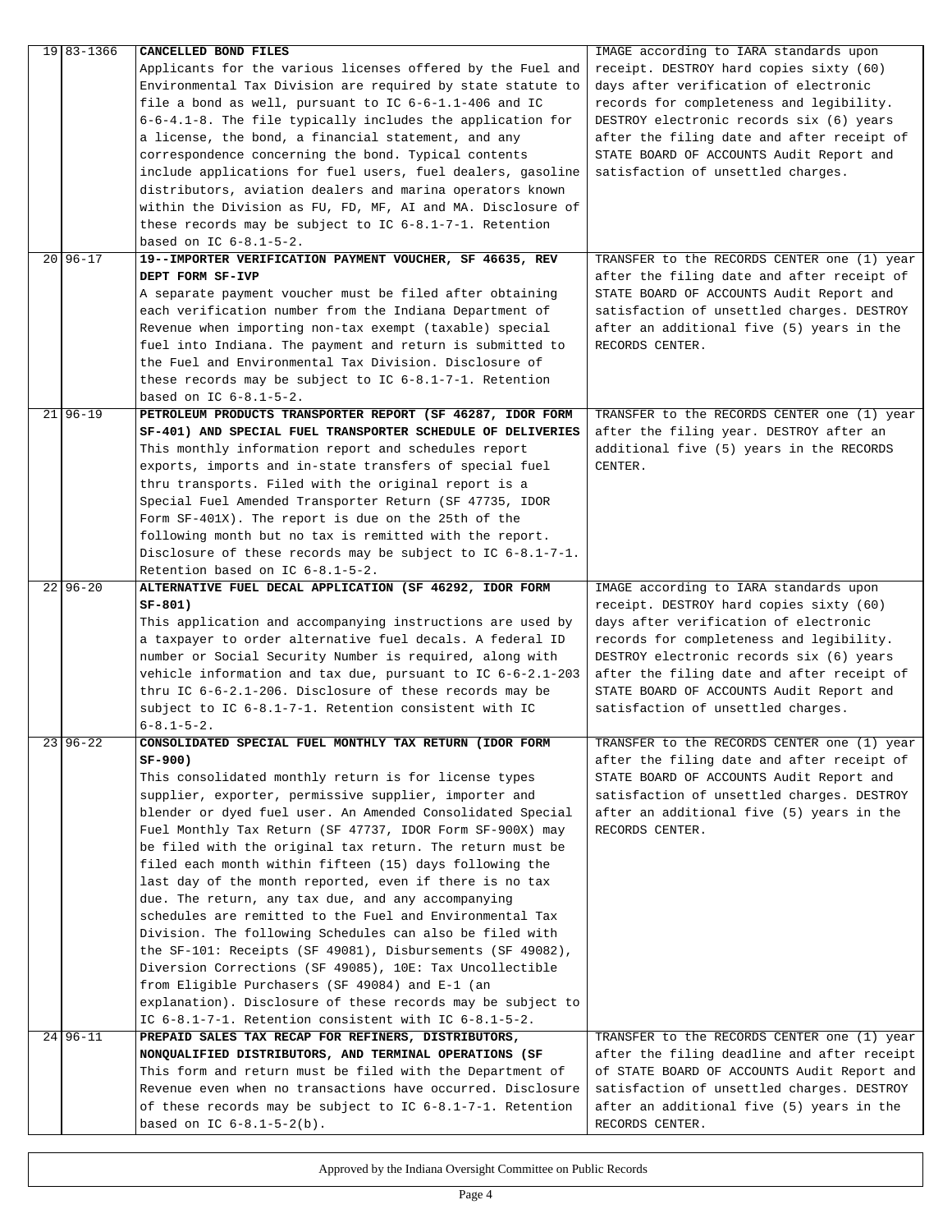| | | | |
|---|---|---|---|
| 19 | 83-1366 | **CANCELLED BOND FILES**<br>Applicants for the various licenses offered by the Fuel and Environmental Tax Division are required by state statute to file a bond as well, pursuant to IC 6-6-1.1-406 and IC 6-6-4.1-8. The file typically includes the application for a license, the bond, a financial statement, and any correspondence concerning the bond. Typical contents include applications for fuel users, fuel dealers, gasoline distributors, aviation dealers and marina operators known within the Division as FU, FD, MF, AI and MA. Disclosure of these records may be subject to IC 6-8.1-7-1. Retention based on IC 6-8.1-5-2. | IMAGE according to IARA standards upon receipt. DESTROY hard copies sixty (60) days after verification of electronic records for completeness and legibility. DESTROY electronic records six (6) years after the filing date and after receipt of STATE BOARD OF ACCOUNTS Audit Report and satisfaction of unsettled charges. |
| 20 | 96-17 | **19--IMPORTER VERIFICATION PAYMENT VOUCHER, SF 46635, REV DEPT FORM SF-IVP**<br>A separate payment voucher must be filed after obtaining each verification number from the Indiana Department of Revenue when importing non-tax exempt (taxable) special fuel into Indiana. The payment and return is submitted to the Fuel and Environmental Tax Division. Disclosure of these records may be subject to IC 6-8.1-7-1. Retention based on IC 6-8.1-5-2. | TRANSFER to the RECORDS CENTER one (1) year after the filing date and after receipt of STATE BOARD OF ACCOUNTS Audit Report and satisfaction of unsettled charges. DESTROY after an additional five (5) years in the RECORDS CENTER. |
| 21 | 96-19 | **PETROLEUM PRODUCTS TRANSPORTER REPORT (SF 46287, IDOR FORM SF-401) AND SPECIAL FUEL TRANSPORTER SCHEDULE OF DELIVERIES**<br>This monthly information report and schedules report exports, imports and in-state transfers of special fuel thru transports. Filed with the original report is a Special Fuel Amended Transporter Return (SF 47735, IDOR Form SF-401X). The report is due on the 25th of the following month but no tax is remitted with the report. Disclosure of these records may be subject to IC 6-8.1-7-1. Retention based on IC 6-8.1-5-2. | TRANSFER to the RECORDS CENTER one (1) year after the filing year. DESTROY after an additional five (5) years in the RECORDS CENTER. |
| 22 | 96-20 | **ALTERNATIVE FUEL DECAL APPLICATION (SF 46292, IDOR FORM SF-801)**<br>This application and accompanying instructions are used by a taxpayer to order alternative fuel decals. A federal ID number or Social Security Number is required, along with vehicle information and tax due, pursuant to IC 6-6-2.1-203 thru IC 6-6-2.1-206. Disclosure of these records may be subject to IC 6-8.1-7-1. Retention consistent with IC 6-8.1-5-2. | IMAGE according to IARA standards upon receipt. DESTROY hard copies sixty (60) days after verification of electronic records for completeness and legibility. DESTROY electronic records six (6) years after the filing date and after receipt of STATE BOARD OF ACCOUNTS Audit Report and satisfaction of unsettled charges. |
| 23 | 96-22 | **CONSOLIDATED SPECIAL FUEL MONTHLY TAX RETURN (IDOR FORM SF-900)**<br>This consolidated monthly return is for license types supplier, exporter, permissive supplier, importer and blender or dyed fuel user. An Amended Consolidated Special Fuel Monthly Tax Return (SF 47737, IDOR Form SF-900X) may be filed with the original tax return. The return must be filed each month within fifteen (15) days following the last day of the month reported, even if there is no tax due. The return, any tax due, and any accompanying schedules are remitted to the Fuel and Environmental Tax Division. The following Schedules can also be filed with the SF-101: Receipts (SF 49081), Disbursements (SF 49082), Diversion Corrections (SF 49085), 10E: Tax Uncollectible from Eligible Purchasers (SF 49084) and E-1 (an explanation). Disclosure of these records may be subject to IC 6-8.1-7-1. Retention consistent with IC 6-8.1-5-2. | TRANSFER to the RECORDS CENTER one (1) year after the filing date and after receipt of STATE BOARD OF ACCOUNTS Audit Report and satisfaction of unsettled charges. DESTROY after an additional five (5) years in the RECORDS CENTER. |
| 24 | 96-11 | **PREPAID SALES TAX RECAP FOR REFINERS, DISTRIBUTORS, NONQUALIFIED DISTRIBUTORS, AND TERMINAL OPERATIONS (SF**<br>This form and return must be filed with the Department of Revenue even when no transactions have occurred. Disclosure of these records may be subject to IC 6-8.1-7-1. Retention based on IC 6-8.1-5-2(b). | TRANSFER to the RECORDS CENTER one (1) year after the filing deadline and after receipt of STATE BOARD OF ACCOUNTS Audit Report and satisfaction of unsettled charges. DESTROY after an additional five (5) years in the RECORDS CENTER. |

Approved by the Indiana Oversight Committee on Public Records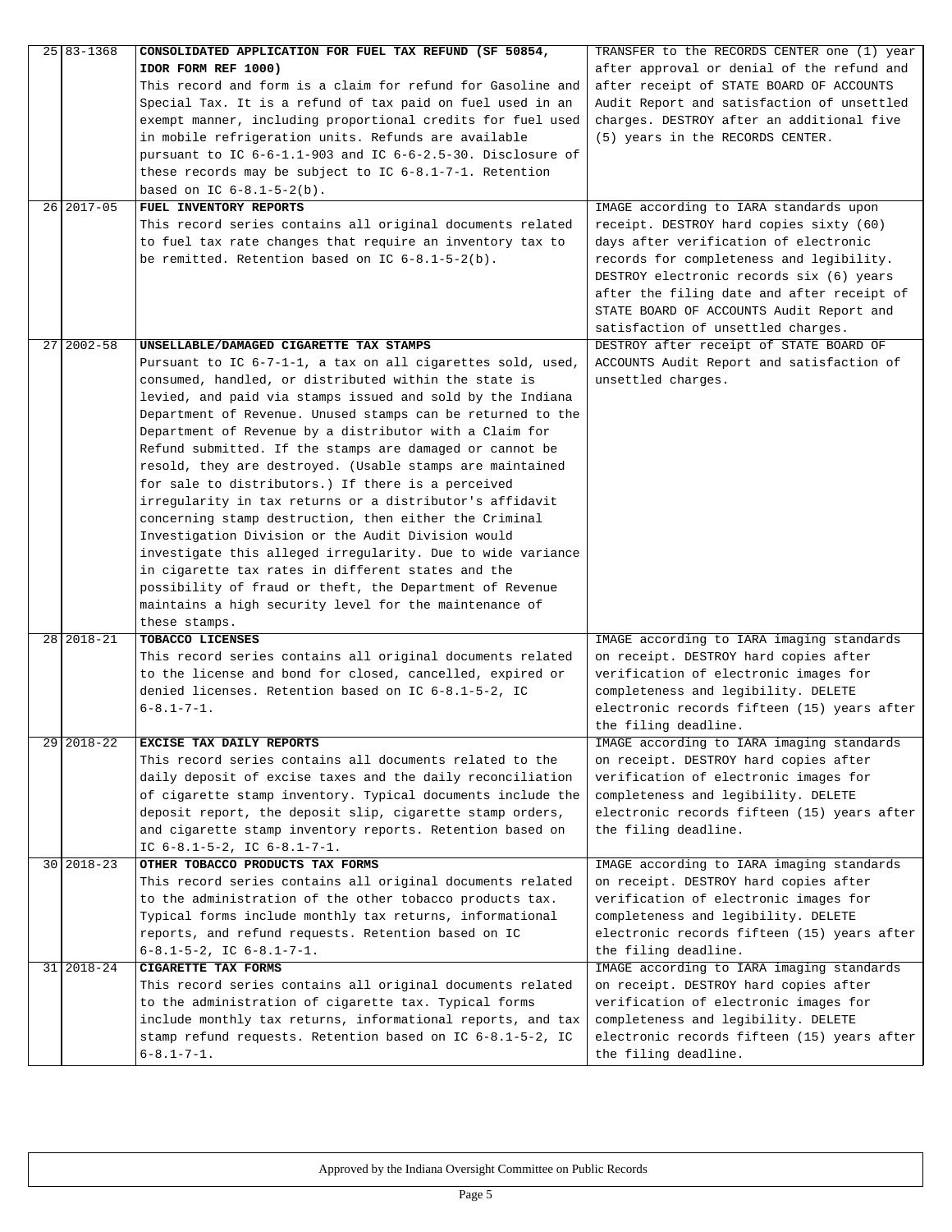| | | | |
|---|---|---|---|
| 25 | 83-1368 | **CONSOLIDATED APPLICATION FOR FUEL TAX REFUND (SF 50854, IDOR FORM REF 1000)**<br>This record and form is a claim for refund for Gasoline and Special Tax. It is a refund of tax paid on fuel used in an exempt manner, including proportional credits for fuel used in mobile refrigeration units. Refunds are available pursuant to IC 6-6-1.1-903 and IC 6-6-2.5-30. Disclosure of these records may be subject to IC 6-8.1-7-1. Retention based on IC 6-8.1-5-2(b). | TRANSFER to the RECORDS CENTER one (1) year after approval or denial of the refund and after receipt of STATE BOARD OF ACCOUNTS Audit Report and satisfaction of unsettled charges. DESTROY after an additional five (5) years in the RECORDS CENTER. |
| 26 | 2017-05 | **FUEL INVENTORY REPORTS**<br>This record series contains all original documents related to fuel tax rate changes that require an inventory tax to be remitted. Retention based on IC 6-8.1-5-2(b). | IMAGE according to IARA standards upon receipt. DESTROY hard copies sixty (60) days after verification of electronic records for completeness and legibility. DESTROY electronic records six (6) years after the filing date and after receipt of STATE BOARD OF ACCOUNTS Audit Report and satisfaction of unsettled charges. |
| 27 | 2002-58 | **UNSELLABLE/DAMAGED CIGARETTE TAX STAMPS**<br>Pursuant to IC 6-7-1-1, a tax on all cigarettes sold, used, consumed, handled, or distributed within the state is levied, and paid via stamps issued and sold by the Indiana Department of Revenue. Unused stamps can be returned to the Department of Revenue by a distributor with a Claim for Refund submitted. If the stamps are damaged or cannot be resold, they are destroyed. (Usable stamps are maintained for sale to distributors.) If there is a perceived irregularity in tax returns or a distributor's affidavit concerning stamp destruction, then either the Criminal Investigation Division or the Audit Division would investigate this alleged irregularity. Due to wide variance in cigarette tax rates in different states and the possibility of fraud or theft, the Department of Revenue maintains a high security level for the maintenance of these stamps. | DESTROY after receipt of STATE BOARD OF ACCOUNTS Audit Report and satisfaction of unsettled charges. |
| 28 | 2018-21 | **TOBACCO LICENSES**<br>This record series contains all original documents related to the license and bond for closed, cancelled, expired or denied licenses. Retention based on IC 6-8.1-5-2, IC 6-8.1-7-1. | IMAGE according to IARA imaging standards on receipt. DESTROY hard copies after verification of electronic images for completeness and legibility. DELETE electronic records fifteen (15) years after the filing deadline. |
| 29 | 2018-22 | **EXCISE TAX DAILY REPORTS**<br>This record series contains all documents related to the daily deposit of excise taxes and the daily reconciliation of cigarette stamp inventory. Typical documents include the deposit report, the deposit slip, cigarette stamp orders, and cigarette stamp inventory reports. Retention based on IC 6-8.1-5-2, IC 6-8.1-7-1. | IMAGE according to IARA imaging standards on receipt. DESTROY hard copies after verification of electronic images for completeness and legibility. DELETE electronic records fifteen (15) years after the filing deadline. |
| 30 | 2018-23 | **OTHER TOBACCO PRODUCTS TAX FORMS**<br>This record series contains all original documents related to the administration of the other tobacco products tax. Typical forms include monthly tax returns, informational reports, and refund requests. Retention based on IC 6-8.1-5-2, IC 6-8.1-7-1. | IMAGE according to IARA imaging standards on receipt. DESTROY hard copies after verification of electronic images for completeness and legibility. DELETE electronic records fifteen (15) years after the filing deadline. |
| 31 | 2018-24 | **CIGARETTE TAX FORMS**<br>This record series contains all original documents related to the administration of cigarette tax. Typical forms include monthly tax returns, informational reports, and tax stamp refund requests. Retention based on IC 6-8.1-5-2, IC 6-8.1-7-1. | IMAGE according to IARA imaging standards on receipt. DESTROY hard copies after verification of electronic images for completeness and legibility. DELETE electronic records fifteen (15) years after the filing deadline. |

Approved by the Indiana Oversight Committee on Public Records